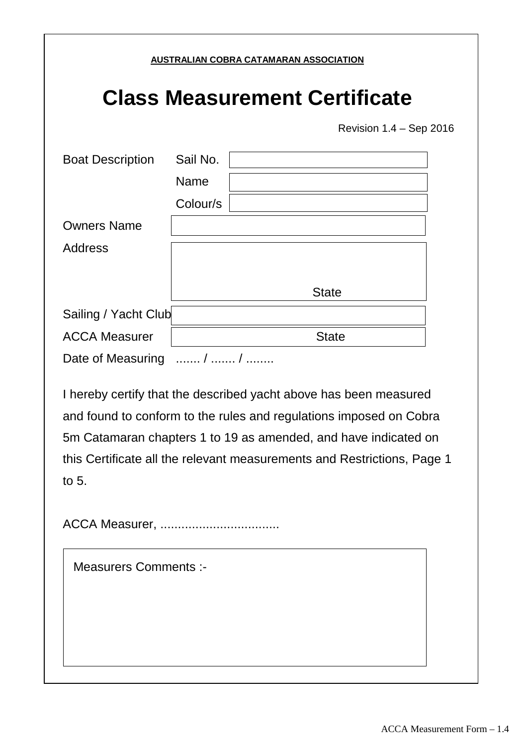**AUSTRALIAN COBRA CATAMARAN ASSOCIATION**

# Class Measurement Certificate

Revision 1.4 – Sep 2016

| | | |
|---|---|---|
| Boat Description | Sail No. | |
| | Name | |
| | Colour/s | |
| Owners Name | | |
| Address | | State |
| Sailing / Yacht Club | | |
| ACCA Measurer | | State |

Date of Measuring ....... / ....... / ........

I hereby certify that the described yacht above has been measured and found to conform to the rules and regulations imposed on Cobra 5m Catamaran chapters 1 to 19 as amended, and have indicated on this Certificate all the relevant measurements and Restrictions, Page 1 to 5.

ACCA Measurer, ..................................

| Measurers Comments :- |
|---|
| |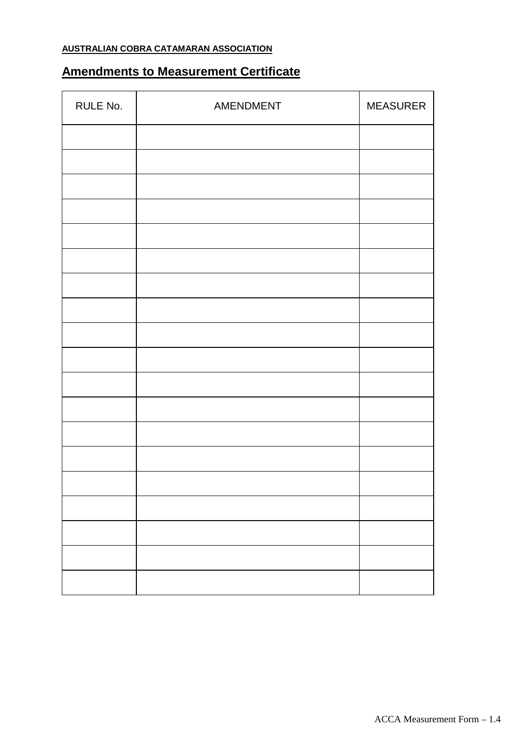**AUSTRALIAN COBRA CATAMARAN ASSOCIATION**

## Amendments to Measurement Certificate

| RULE No. | AMENDMENT | MEASURER |
|---|---|---|
| | | |
| | | |
| | | |
| | | |
| | | |
| | | |
| | | |
| | | |
| | | |
| | | |
| | | |
| | | |
| | | |
| | | |
| | | |
| | | |
| | | |
| | | |
| | | |

ACCA Measurement Form – 1.4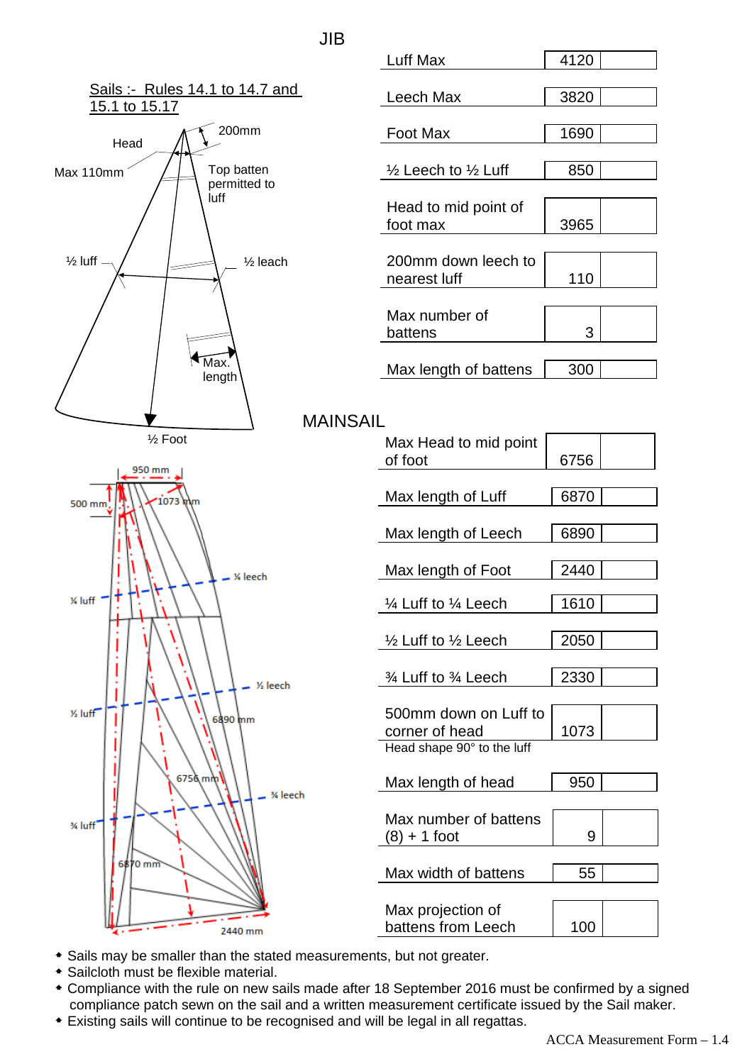# JIB

Sails :- Rules 14.1 to 14.7 and 15.1 to 15.17

Head

Max 110mm

200mm

Top batten permitted to luff

½ luff

½ leach

Max. length

½ Foot

| Measurement | Value | |
|---|---|---|
| Luff Max | 4120 | |
| Leech Max | 3820 | |
| Foot Max | 1690 | |
| ½ Leech to ½ Luff | 850 | |
| Head to mid point of foot max | 3965 | |
| 200mm down leech to nearest luff | 110 | |
| Max number of battens | 3 | |
| Max length of battens | 300 | |

# MAINSAIL

950 mm

500 mm

1073 mm

¼ leech

¼ luff

½ leech

½ luff

6890 mm

6756 mm

¾ leech

¾ luff

6870 mm

2440 mm

| Measurement | Value | |
|---|---|---|
| Max Head to mid point of foot | 6756 | |
| Max length of Luff | 6870 | |
| Max length of Leech | 6890 | |
| Max length of Foot | 2440 | |
| ¼ Luff to ¼ Leech | 1610 | |
| ½ Luff to ½ Leech | 2050 | |
| ¾ Luff to ¾ Leech | 2330 | |
| 500mm down on Luff to corner of head | 1073 | |
| Max length of head | 950 | |
| Max number of battens (8) + 1 foot | 9 | |
| Max width of battens | 55 | |
| Max projection of battens from Leech | 100 | |

Head shape 90° to the luff

- Sails may be smaller than the stated measurements, but not greater.
- Sailcloth must be flexible material.
- Compliance with the rule on new sails made after 18 September 2016 must be confirmed by a signed compliance patch sewn on the sail and a written measurement certificate issued by the Sail maker.
- Existing sails will continue to be recognised and will be legal in all regattas.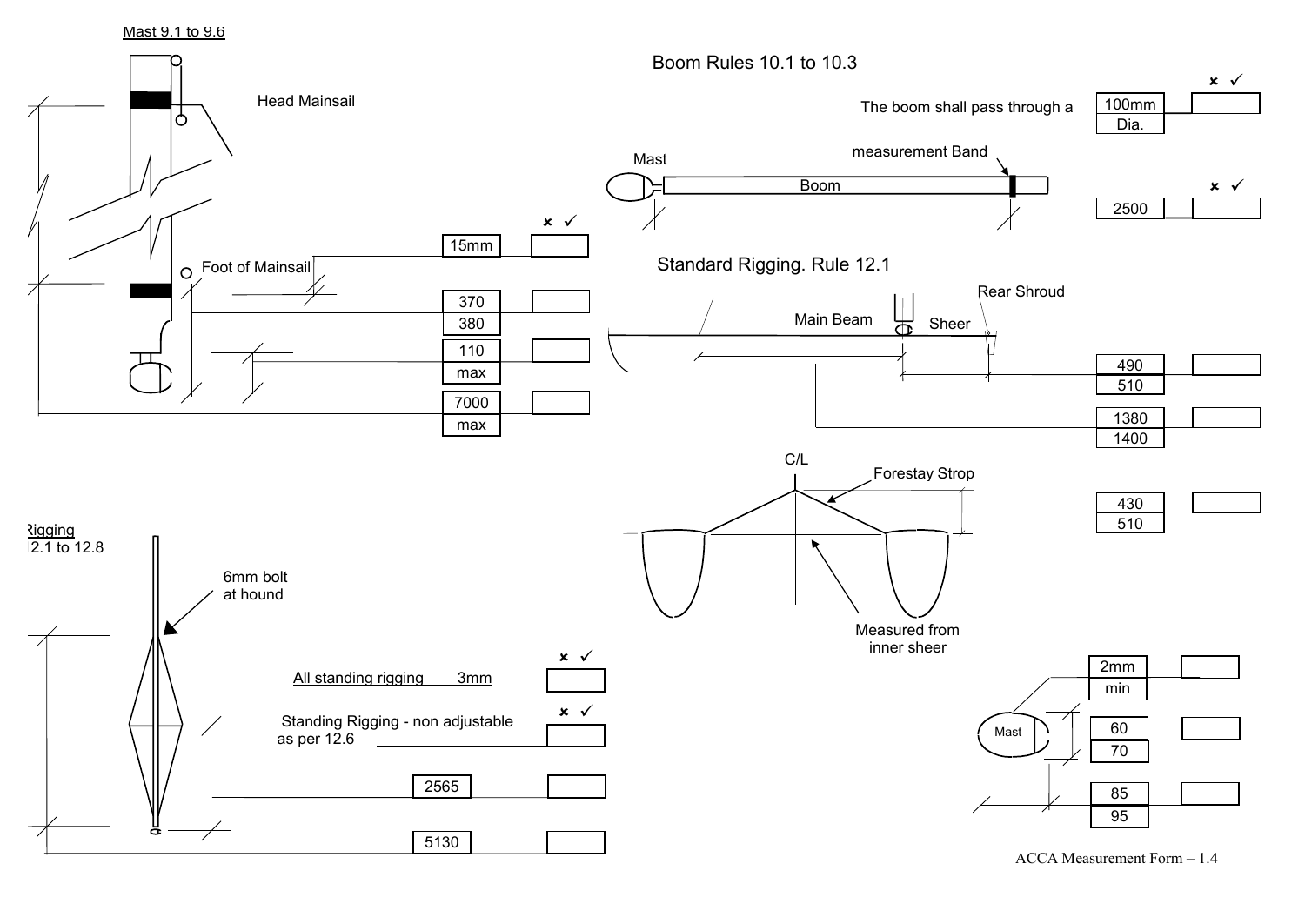## Mast 9.1 to 9.6

Head Mainsail

Foot of Mainsail

| Measurement | ✘ ✓ |
|---|---|
| 15mm | |
| 370 / 380 | |
| 110 max | |
| 7000 max | |

## Boom Rules 10.1 to 10.3

| | Measurement | ✘ ✓ |
|---|---|---|
| The boom shall pass through a | 100mm Dia. | |
| Mast – Boom – measurement Band | 2500 | |

## Standard Rigging. Rule 12.1

Main Beam, Sheer, Rear Shroud

| Measurement | |
|---|---|
| 490 / 510 | |
| 1380 / 1400 | |

C/L

Forestay Strop

Measured from inner sheer

| Measurement | |
|---|---|
| 430 / 510 | |

## Rigging 12.1 to 12.8

6mm bolt at hound

| | ✘ ✓ |
|---|---|
| All standing rigging 3mm | |
| Standing Rigging - non adjustable as per 12.6 | |
| 2565 | |
| 5130 | |

Mast

| Measurement | |
|---|---|
| 2mm min | |
| 60 / 70 | |
| 85 / 95 | |

ACCA Measurement Form – 1.4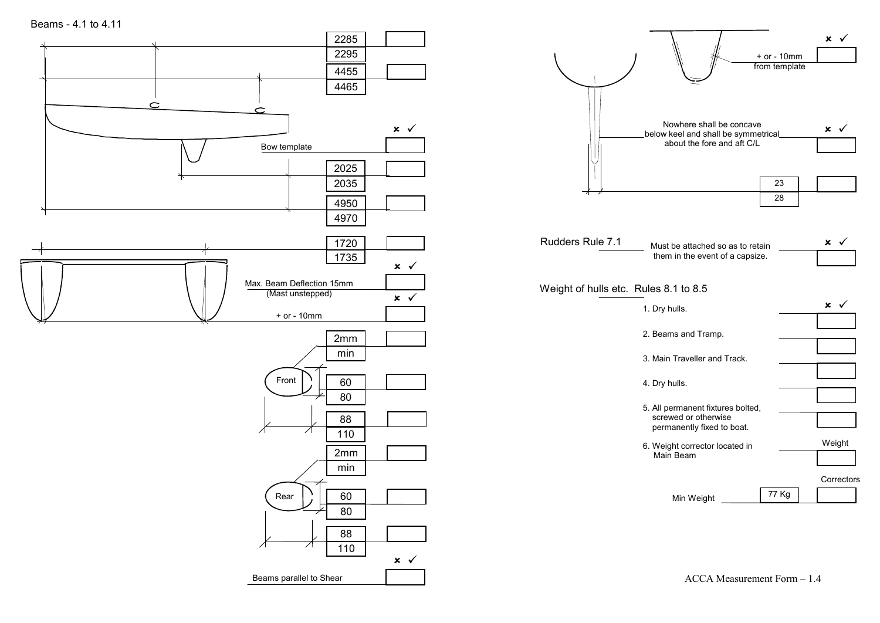## Beams - 4.1 to 4.11

2285

2295

4455

4465

× ✓

Bow template

2025

2035

4950

4970

1720

1735

× ✓

Max. Beam Deflection 15mm (Mast unstepped)

× ✓

+ or - 10mm

Front

2mm min

60

80

88

110

Rear

2mm min

60

80

88

110

× ✓

Beams parallel to Shear

× ✓

+ or - 10mm from template

× ✓

Nowhere shall be concave below keel and shall be symmetrical about the fore and aft C/L

23

28

## Rudders Rule 7.1

× ✓

Must be attached so as to retain them in the event of a capsize.

## Weight of hulls etc. Rules 8.1 to 8.5

× ✓

1. Dry hulls.
2. Beams and Tramp.
3. Main Traveller and Track.
4. Dry hulls.
5. All permanent fixtures bolted, screwed or otherwise permanently fixed to boat.
6. Weight corrector located in Main Beam

Weight

Correctors

Min Weight 77 Kg

ACCA Measurement Form – 1.4